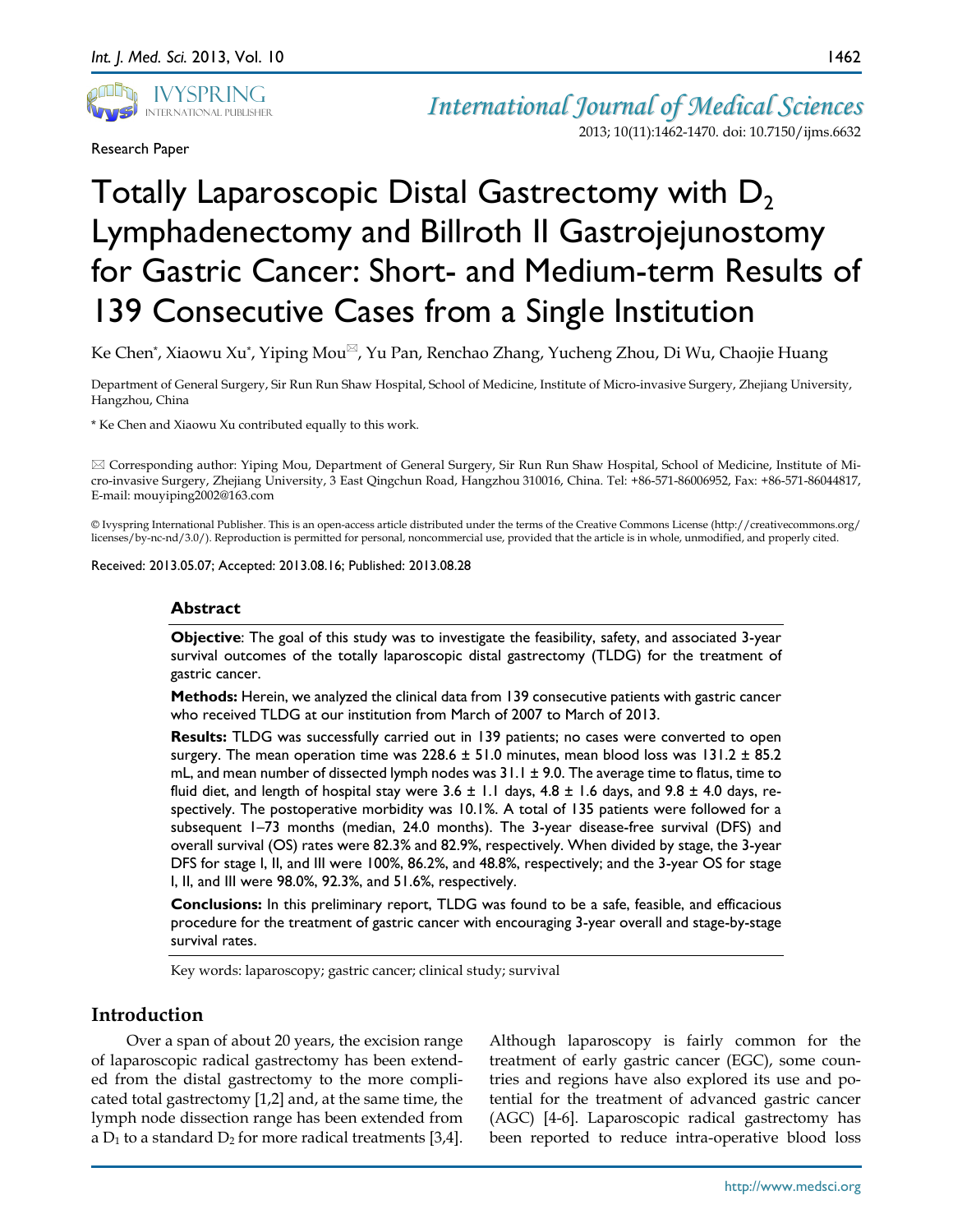Research Paper

# Totally Laparoscopic Distal Gastrectomy with $D_2$ Lymphadenectomy and Billroth II Gastrojejunostomy for Gastric Cancer: Short- and Medium-term Results of 139 Consecutive Cases from a Single Institution

Ke Chen*, Xiaowu Xu*, Yiping Mou✉, Yu Pan, Renchao Zhang, Yucheng Zhou, Di Wu, Chaojie Huang

Department of General Surgery, Sir Run Run Shaw Hospital, School of Medicine, Institute of Micro-invasive Surgery, Zhejiang University, Hangzhou, China

\* Ke Chen and Xiaowu Xu contributed equally to this work.

✉ Corresponding author: Yiping Mou, Department of General Surgery, Sir Run Run Shaw Hospital, School of Medicine, Institute of Micro-invasive Surgery, Zhejiang University, 3 East Qingchun Road, Hangzhou 310016, China. Tel: +86-571-86006952, Fax: +86-571-86044817, E-mail: mouyiping2002@163.com

© Ivyspring International Publisher. This is an open-access article distributed under the terms of the Creative Commons License (http://creativecommons.org/licenses/by-nc-nd/3.0/). Reproduction is permitted for personal, noncommercial use, provided that the article is in whole, unmodified, and properly cited.

Received: 2013.05.07; Accepted: 2013.08.16; Published: 2013.08.28

## Abstract

**Objective**: The goal of this study was to investigate the feasibility, safety, and associated 3-year survival outcomes of the totally laparoscopic distal gastrectomy (TLDG) for the treatment of gastric cancer.

**Methods:** Herein, we analyzed the clinical data from 139 consecutive patients with gastric cancer who received TLDG at our institution from March of 2007 to March of 2013.

**Results:** TLDG was successfully carried out in 139 patients; no cases were converted to open surgery. The mean operation time was 228.6 ± 51.0 minutes, mean blood loss was 131.2 ± 85.2 mL, and mean number of dissected lymph nodes was 31.1 ± 9.0. The average time to flatus, time to fluid diet, and length of hospital stay were 3.6 ± 1.1 days, 4.8 ± 1.6 days, and 9.8 ± 4.0 days, respectively. The postoperative morbidity was 10.1%. A total of 135 patients were followed for a subsequent 1–73 months (median, 24.0 months). The 3-year disease-free survival (DFS) and overall survival (OS) rates were 82.3% and 82.9%, respectively. When divided by stage, the 3-year DFS for stage I, II, and III were 100%, 86.2%, and 48.8%, respectively; and the 3-year OS for stage I, II, and III were 98.0%, 92.3%, and 51.6%, respectively.

**Conclusions:** In this preliminary report, TLDG was found to be a safe, feasible, and efficacious procedure for the treatment of gastric cancer with encouraging 3-year overall and stage-by-stage survival rates.

Key words: laparoscopy; gastric cancer; clinical study; survival

## Introduction

Over a span of about 20 years, the excision range of laparoscopic radical gastrectomy has been extended from the distal gastrectomy to the more complicated total gastrectomy [1,2] and, at the same time, the lymph node dissection range has been extended from a $D_1$ to a standard $D_2$ for more radical treatments [3,4]. Although laparoscopy is fairly common for the treatment of early gastric cancer (EGC), some countries and regions have also explored its use and potential for the treatment of advanced gastric cancer (AGC) [4-6]. Laparoscopic radical gastrectomy has been reported to reduce intra-operative blood loss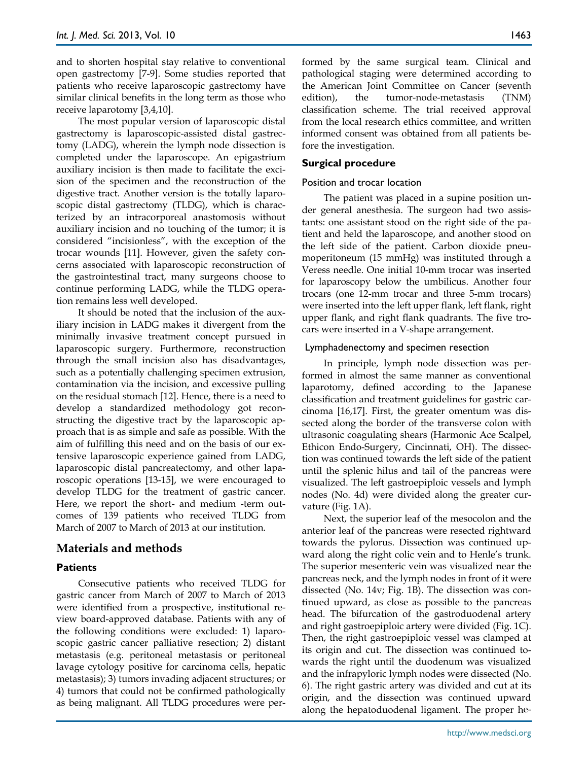and to shorten hospital stay relative to conventional open gastrectomy [7-9]. Some studies reported that patients who receive laparoscopic gastrectomy have similar clinical benefits in the long term as those who receive laparotomy [3,4,10].

The most popular version of laparoscopic distal gastrectomy is laparoscopic-assisted distal gastrectomy (LADG), wherein the lymph node dissection is completed under the laparoscope. An epigastrium auxiliary incision is then made to facilitate the excision of the specimen and the reconstruction of the digestive tract. Another version is the totally laparoscopic distal gastrectomy (TLDG), which is characterized by an intracorporeal anastomosis without auxiliary incision and no touching of the tumor; it is considered "incisionless", with the exception of the trocar wounds [11]. However, given the safety concerns associated with laparoscopic reconstruction of the gastrointestinal tract, many surgeons choose to continue performing LADG, while the TLDG operation remains less well developed.

It should be noted that the inclusion of the auxiliary incision in LADG makes it divergent from the minimally invasive treatment concept pursued in laparoscopic surgery. Furthermore, reconstruction through the small incision also has disadvantages, such as a potentially challenging specimen extrusion, contamination via the incision, and excessive pulling on the residual stomach [12]. Hence, there is a need to develop a standardized methodology got reconstructing the digestive tract by the laparoscopic approach that is as simple and safe as possible. With the aim of fulfilling this need and on the basis of our extensive laparoscopic experience gained from LADG, laparoscopic distal pancreatectomy, and other laparoscopic operations [13-15], we were encouraged to develop TLDG for the treatment of gastric cancer. Here, we report the short- and medium -term outcomes of 139 patients who received TLDG from March of 2007 to March of 2013 at our institution.

## Materials and methods

### Patients

Consecutive patients who received TLDG for gastric cancer from March of 2007 to March of 2013 were identified from a prospective, institutional review board-approved database. Patients with any of the following conditions were excluded: 1) laparoscopic gastric cancer palliative resection; 2) distant metastasis (e.g. peritoneal metastasis or peritoneal lavage cytology positive for carcinoma cells, hepatic metastasis); 3) tumors invading adjacent structures; or 4) tumors that could not be confirmed pathologically as being malignant. All TLDG procedures were performed by the same surgical team. Clinical and pathological staging were determined according to the American Joint Committee on Cancer (seventh edition), the tumor-node-metastasis (TNM) classification scheme. The trial received approval from the local research ethics committee, and written informed consent was obtained from all patients before the investigation.

### Surgical procedure

#### Position and trocar location

The patient was placed in a supine position under general anesthesia. The surgeon had two assistants: one assistant stood on the right side of the patient and held the laparoscope, and another stood on the left side of the patient. Carbon dioxide pneumoperitoneum (15 mmHg) was instituted through a Veress needle. One initial 10-mm trocar was inserted for laparoscopy below the umbilicus. Another four trocars (one 12-mm trocar and three 5-mm trocars) were inserted into the left upper flank, left flank, right upper flank, and right flank quadrants. The five trocars were inserted in a V-shape arrangement.

#### Lymphadenectomy and specimen resection

In principle, lymph node dissection was performed in almost the same manner as conventional laparotomy, defined according to the Japanese classification and treatment guidelines for gastric carcinoma [16,17]. First, the greater omentum was dissected along the border of the transverse colon with ultrasonic coagulating shears (Harmonic Ace Scalpel, Ethicon Endo-Surgery, Cincinnati, OH). The dissection was continued towards the left side of the patient until the splenic hilus and tail of the pancreas were visualized. The left gastroepiploic vessels and lymph nodes (No. 4d) were divided along the greater curvature (Fig. 1A).

Next, the superior leaf of the mesocolon and the anterior leaf of the pancreas were resected rightward towards the pylorus. Dissection was continued upward along the right colic vein and to Henle's trunk. The superior mesenteric vein was visualized near the pancreas neck, and the lymph nodes in front of it were dissected (No. 14v; Fig. 1B). The dissection was continued upward, as close as possible to the pancreas head. The bifurcation of the gastroduodenal artery and right gastroepiploic artery were divided (Fig. 1C). Then, the right gastroepiploic vessel was clamped at its origin and cut. The dissection was continued towards the right until the duodenum was visualized and the infrapyloric lymph nodes were dissected (No. 6). The right gastric artery was divided and cut at its origin, and the dissection was continued upward along the hepatoduodenal ligament. The proper he-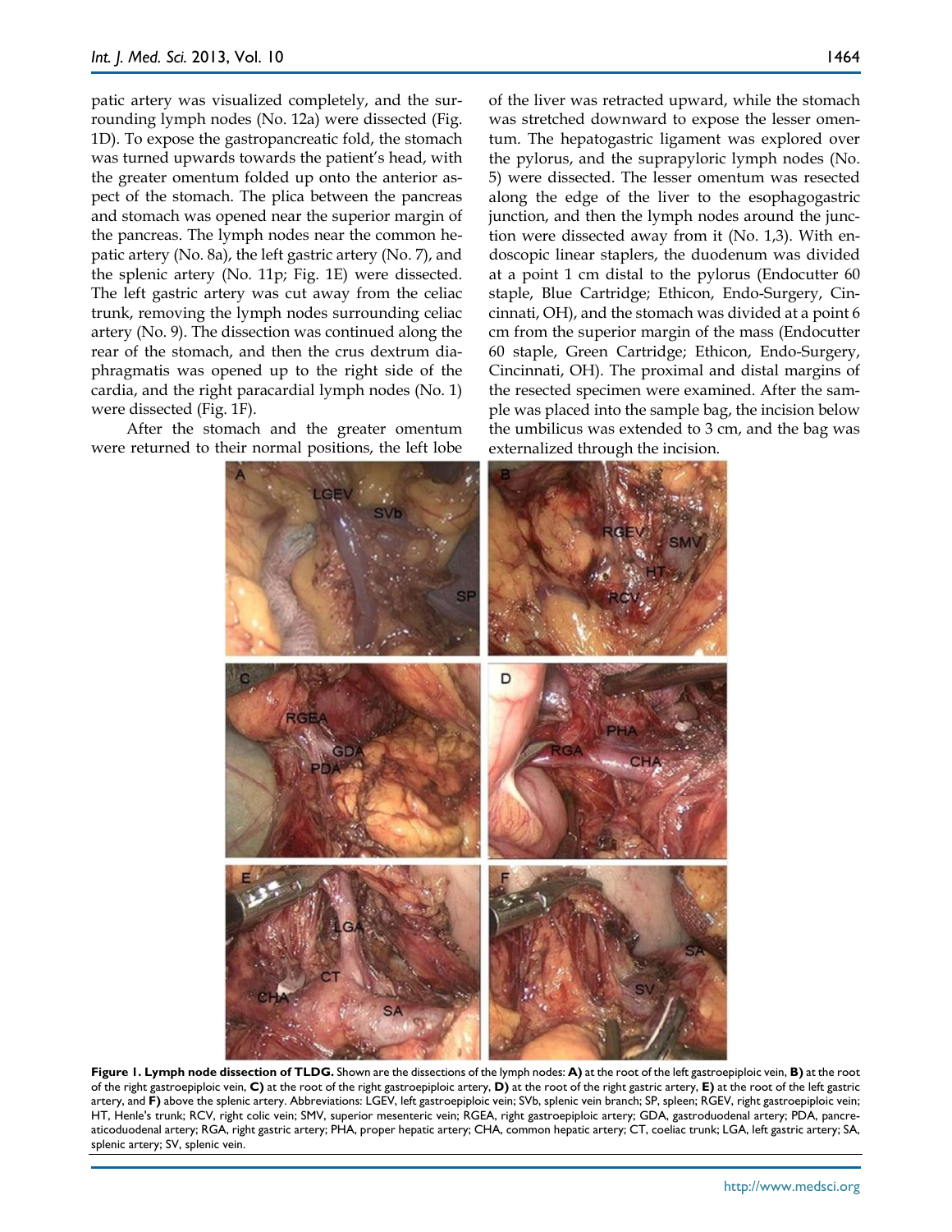patic artery was visualized completely, and the surrounding lymph nodes (No. 12a) were dissected (Fig. 1D). To expose the gastropancreatic fold, the stomach was turned upwards towards the patient's head, with the greater omentum folded up onto the anterior aspect of the stomach. The plica between the pancreas and stomach was opened near the superior margin of the pancreas. The lymph nodes near the common hepatic artery (No. 8a), the left gastric artery (No. 7), and the splenic artery (No. 11p; Fig. 1E) were dissected. The left gastric artery was cut away from the celiac trunk, removing the lymph nodes surrounding celiac artery (No. 9). The dissection was continued along the rear of the stomach, and then the crus dextrum diaphragmatis was opened up to the right side of the cardia, and the right paracardial lymph nodes (No. 1) were dissected (Fig. 1F).

After the stomach and the greater omentum were returned to their normal positions, the left lobe of the liver was retracted upward, while the stomach was stretched downward to expose the lesser omentum. The hepatogastric ligament was explored over the pylorus, and the suprapyloric lymph nodes (No. 5) were dissected. The lesser omentum was resected along the edge of the liver to the esophagogastric junction, and then the lymph nodes around the junction were dissected away from it (No. 1,3). With endoscopic linear staplers, the duodenum was divided at a point 1 cm distal to the pylorus (Endocutter 60 staple, Blue Cartridge; Ethicon, Endo-Surgery, Cincinnati, OH), and the stomach was divided at a point 6 cm from the superior margin of the mass (Endocutter 60 staple, Green Cartridge; Ethicon, Endo-Surgery, Cincinnati, OH). The proximal and distal margins of the resected specimen were examined. After the sample was placed into the sample bag, the incision below the umbilicus was extended to 3 cm, and the bag was externalized through the incision.

**Figure 1. Lymph node dissection of TLDG.** Shown are the dissections of the lymph nodes: **A)** at the root of the left gastroepiploic vein, **B)** at the root of the right gastroepiploic vein, **C)** at the root of the right gastroepiploic artery, **D)** at the root of the right gastric artery, **E)** at the root of the left gastric artery, and **F)** above the splenic artery. Abbreviations: LGEV, left gastroepiploic vein; SVb, splenic vein branch; SP, spleen; RGEV, right gastroepiploic vein; HT, Henle's trunk; RCV, right colic vein; SMV, superior mesenteric vein; RGEA, right gastroepiploic artery; GDA, gastroduodenal artery; PDA, pancreaticoduodenal artery; RGA, right gastric artery; PHA, proper hepatic artery; CHA, common hepatic artery; CT, coeliac trunk; LGA, left gastric artery; SA, splenic artery; SV, splenic vein.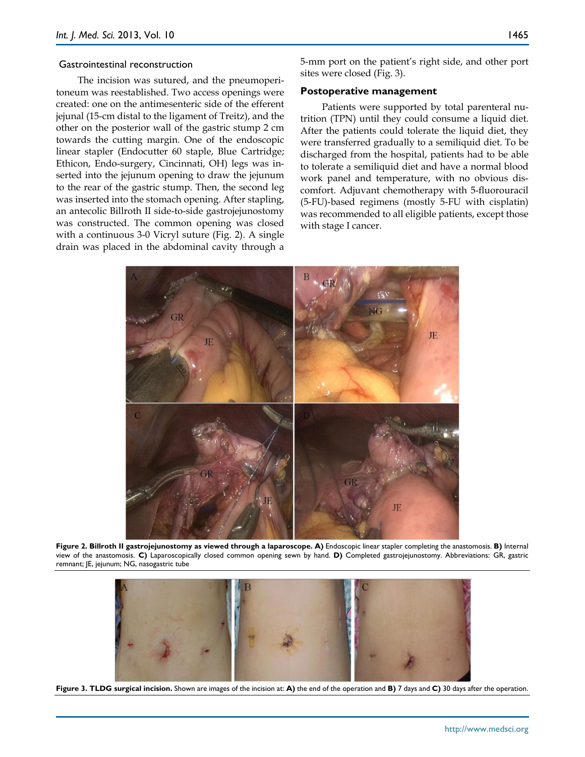### Gastrointestinal reconstruction

The incision was sutured, and the pneumoperitoneum was reestablished. Two access openings were created: one on the antimesenteric side of the efferent jejunal (15-cm distal to the ligament of Treitz), and the other on the posterior wall of the gastric stump 2 cm towards the cutting margin. One of the endoscopic linear stapler (Endocutter 60 staple, Blue Cartridge; Ethicon, Endo-surgery, Cincinnati, OH) legs was inserted into the jejunum opening to draw the jejunum to the rear of the gastric stump. Then, the second leg was inserted into the stomach opening. After stapling, an antecolic Billroth II side-to-side gastrojejunostomy was constructed. The common opening was closed with a continuous 3-0 Vicryl suture (Fig. 2). A single drain was placed in the abdominal cavity through a 5-mm port on the patient's right side, and other port sites were closed (Fig. 3).

## Postoperative management

Patients were supported by total parenteral nutrition (TPN) until they could consume a liquid diet. After the patients could tolerate the liquid diet, they were transferred gradually to a semiliquid diet. To be discharged from the hospital, patients had to be able to tolerate a semiliquid diet and have a normal blood work panel and temperature, with no obvious discomfort. Adjuvant chemotherapy with 5-fluorouracil (5-FU)-based regimens (mostly 5-FU with cisplatin) was recommended to all eligible patients, except those with stage I cancer.

**Figure 2. Billroth II gastrojejunostomy as viewed through a laparoscope. A)** Endoscopic linear stapler completing the anastomosis. **B)** Internal view of the anastomosis. **C)** Laparoscopically closed common opening sewn by hand. **D)** Completed gastrojejunostomy. Abbreviations: GR, gastric remnant; JE, jejunum; NG, nasogastric tube

**Figure 3. TLDG surgical incision.** Shown are images of the incision at: **A)** the end of the operation and **B)** 7 days and **C)** 30 days after the operation.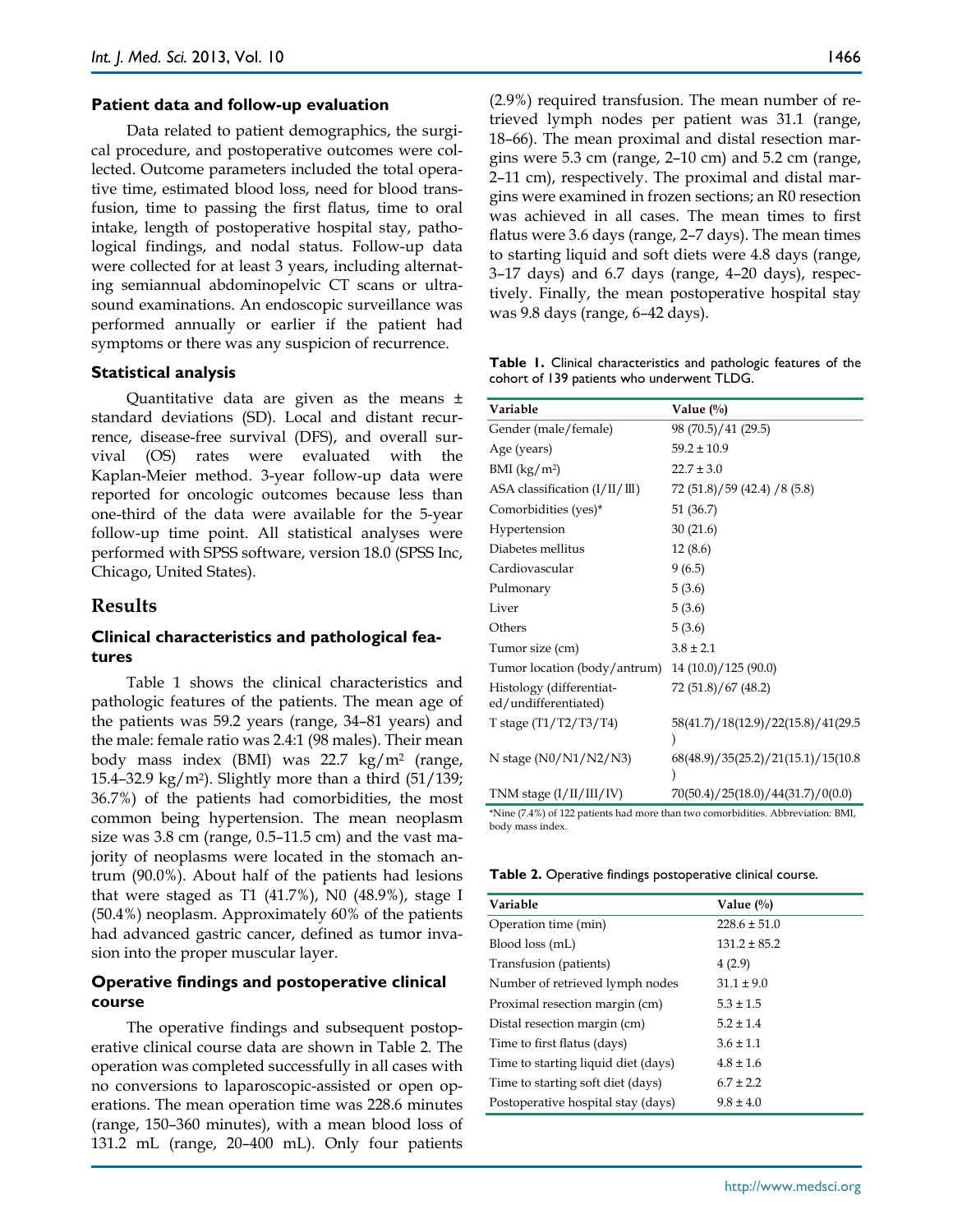**Patient data and follow-up evaluation**

Data related to patient demographics, the surgical procedure, and postoperative outcomes were collected. Outcome parameters included the total operative time, estimated blood loss, need for blood transfusion, time to passing the first flatus, time to oral intake, length of postoperative hospital stay, pathological findings, and nodal status. Follow-up data were collected for at least 3 years, including alternating semiannual abdominopelvic CT scans or ultrasound examinations. An endoscopic surveillance was performed annually or earlier if the patient had symptoms or there was any suspicion of recurrence.

**Statistical analysis**

Quantitative data are given as the means ± standard deviations (SD). Local and distant recurrence, disease-free survival (DFS), and overall survival (OS) rates were evaluated with the Kaplan-Meier method. 3-year follow-up data were reported for oncologic outcomes because less than one-third of the data were available for the 5-year follow-up time point. All statistical analyses were performed with SPSS software, version 18.0 (SPSS Inc, Chicago, United States).

## Results

### Clinical characteristics and pathological features

Table 1 shows the clinical characteristics and pathologic features of the patients. The mean age of the patients was 59.2 years (range, 34–81 years) and the male: female ratio was 2.4:1 (98 males). Their mean body mass index (BMI) was 22.7 kg/m² (range, 15.4–32.9 kg/m²). Slightly more than a third (51/139; 36.7%) of the patients had comorbidities, the most common being hypertension. The mean neoplasm size was 3.8 cm (range, 0.5–11.5 cm) and the vast majority of neoplasms were located in the stomach antrum (90.0%). About half of the patients had lesions that were staged as T1 (41.7%), N0 (48.9%), stage I (50.4%) neoplasm. Approximately 60% of the patients had advanced gastric cancer, defined as tumor invasion into the proper muscular layer.

### Operative findings and postoperative clinical course

The operative findings and subsequent postoperative clinical course data are shown in Table 2. The operation was completed successfully in all cases with no conversions to laparoscopic-assisted or open operations. The mean operation time was 228.6 minutes (range, 150–360 minutes), with a mean blood loss of 131.2 mL (range, 20–400 mL). Only four patients (2.9%) required transfusion. The mean number of retrieved lymph nodes per patient was 31.1 (range, 18–66). The mean proximal and distal resection margins were 5.3 cm (range, 2–10 cm) and 5.2 cm (range, 2–11 cm), respectively. The proximal and distal margins were examined in frozen sections; an R0 resection was achieved in all cases. The mean times to first flatus were 3.6 days (range, 2–7 days). The mean times to starting liquid and soft diets were 4.8 days (range, 3–17 days) and 6.7 days (range, 4–20 days), respectively. Finally, the mean postoperative hospital stay was 9.8 days (range, 6–42 days).

**Table 1.** Clinical characteristics and pathologic features of the cohort of 139 patients who underwent TLDG.

| Variable | Value (%) |
|---|---|
| Gender (male/female) | 98 (70.5)/41 (29.5) |
| Age (years) | 59.2 ± 10.9 |
| BMI (kg/m²) | 22.7 ± 3.0 |
| ASA classification (I/II/Ⅲ) | 72 (51.8)/59 (42.4) /8 (5.8) |
| Comorbidities (yes)* | 51 (36.7) |
| Hypertension | 30 (21.6) |
| Diabetes mellitus | 12 (8.6) |
| Cardiovascular | 9 (6.5) |
| Pulmonary | 5 (3.6) |
| Liver | 5 (3.6) |
| Others | 5 (3.6) |
| Tumor size (cm) | 3.8 ± 2.1 |
| Tumor location (body/antrum) | 14 (10.0)/125 (90.0) |
| Histology (differentiated/undifferentiated) | 72 (51.8)/67 (48.2) |
| T stage (T1/T2/T3/T4) | 58(41.7)/18(12.9)/22(15.8)/41(29.5) |
| N stage (N0/N1/N2/N3) | 68(48.9)/35(25.2)/21(15.1)/15(10.8) |
| TNM stage (I/II/III/IV) | 70(50.4)/25(18.0)/44(31.7)/0(0.0) |

*Nine (7.4%) of 122 patients had more than two comorbidities. Abbreviation: BMI, body mass index.

**Table 2.** Operative findings postoperative clinical course.

| Variable | Value (%) |
|---|---|
| Operation time (min) | 228.6 ± 51.0 |
| Blood loss (mL) | 131.2 ± 85.2 |
| Transfusion (patients) | 4 (2.9) |
| Number of retrieved lymph nodes | 31.1 ± 9.0 |
| Proximal resection margin (cm) | 5.3 ± 1.5 |
| Distal resection margin (cm) | 5.2 ± 1.4 |
| Time to first flatus (days) | 3.6 ± 1.1 |
| Time to starting liquid diet (days) | 4.8 ± 1.6 |
| Time to starting soft diet (days) | 6.7 ± 2.2 |
| Postoperative hospital stay (days) | 9.8 ± 4.0 |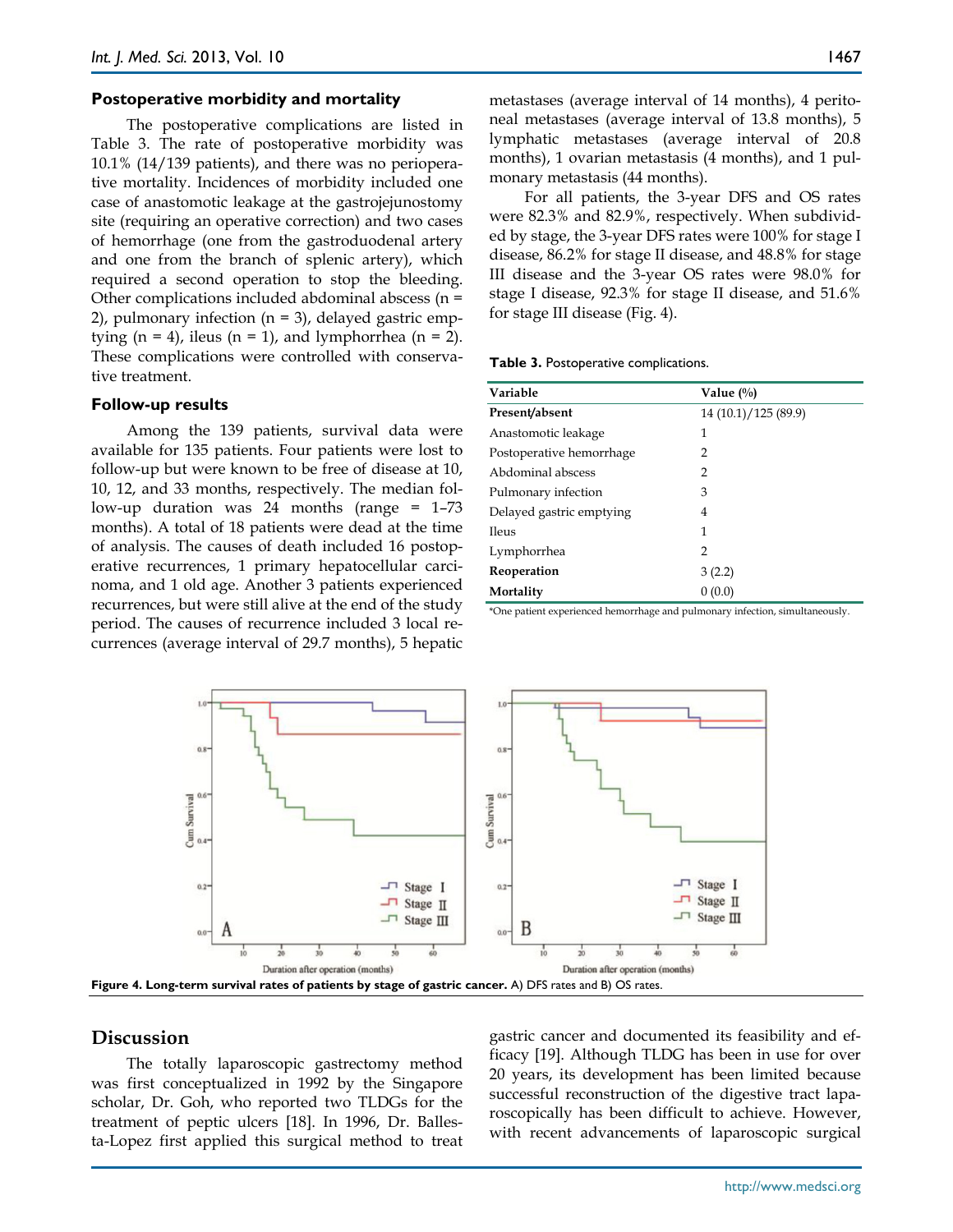### Postoperative morbidity and mortality

The postoperative complications are listed in Table 3. The rate of postoperative morbidity was 10.1% (14/139 patients), and there was no perioperative mortality. Incidences of morbidity included one case of anastomotic leakage at the gastrojejunostomy site (requiring an operative correction) and two cases of hemorrhage (one from the gastroduodenal artery and one from the branch of splenic artery), which required a second operation to stop the bleeding. Other complications included abdominal abscess (n = 2), pulmonary infection (n = 3), delayed gastric emptying (n = 4), ileus (n = 1), and lymphorrhea (n = 2). These complications were controlled with conservative treatment.

### Follow-up results

Among the 139 patients, survival data were available for 135 patients. Four patients were lost to follow-up but were known to be free of disease at 10, 10, 12, and 33 months, respectively. The median follow-up duration was 24 months (range = 1–73 months). A total of 18 patients were dead at the time of analysis. The causes of death included 16 postoperative recurrences, 1 primary hepatocellular carcinoma, and 1 old age. Another 3 patients experienced recurrences, but were still alive at the end of the study period. The causes of recurrence included 3 local recurrences (average interval of 29.7 months), 5 hepatic metastases (average interval of 14 months), 4 peritoneal metastases (average interval of 13.8 months), 5 lymphatic metastases (average interval of 20.8 months), 1 ovarian metastasis (4 months), and 1 pulmonary metastasis (44 months).

For all patients, the 3-year DFS and OS rates were 82.3% and 82.9%, respectively. When subdivided by stage, the 3-year DFS rates were 100% for stage I disease, 86.2% for stage II disease, and 48.8% for stage III disease and the 3-year OS rates were 98.0% for stage I disease, 92.3% for stage II disease, and 51.6% for stage III disease (Fig. 4).

**Table 3.** Postoperative complications.

| Variable | Value (%) |
|---|---|
| **Present/absent** | 14 (10.1)/125 (89.9) |
| Anastomotic leakage | 1 |
| Postoperative hemorrhage | 2 |
| Abdominal abscess | 2 |
| Pulmonary infection | 3 |
| Delayed gastric emptying | 4 |
| Ileus | 1 |
| Lymphorrhea | 2 |
| **Reoperation** | 3 (2.2) |
| **Mortality** | 0 (0.0) |

*One patient experienced hemorrhage and pulmonary infection, simultaneously.

A
Cum Survival
1.0
0.8
0.6
0.4
0.2
0.0
Stage I
Stage II
Stage III
10 20 30 40 50 60
Duration after operation (months)

B
Cum Survival
1.0
0.8
0.6
0.4
0.2
0.0
Stage I
Stage II
Stage III
10 20 30 40 50 60
Duration after operation (months)

**Figure 4. Long-term survival rates of patients by stage of gastric cancer.** A) DFS rates and B) OS rates.

## Discussion

The totally laparoscopic gastrectomy method was first conceptualized in 1992 by the Singapore scholar, Dr. Goh, who reported two TLDGs for the treatment of peptic ulcers [18]. In 1996, Dr. Ballesta-Lopez first applied this surgical method to treat gastric cancer and documented its feasibility and efficacy [19]. Although TLDG has been in use for over 20 years, its development has been limited because successful reconstruction of the digestive tract laparoscopically has been difficult to achieve. However, with recent advancements of laparoscopic surgical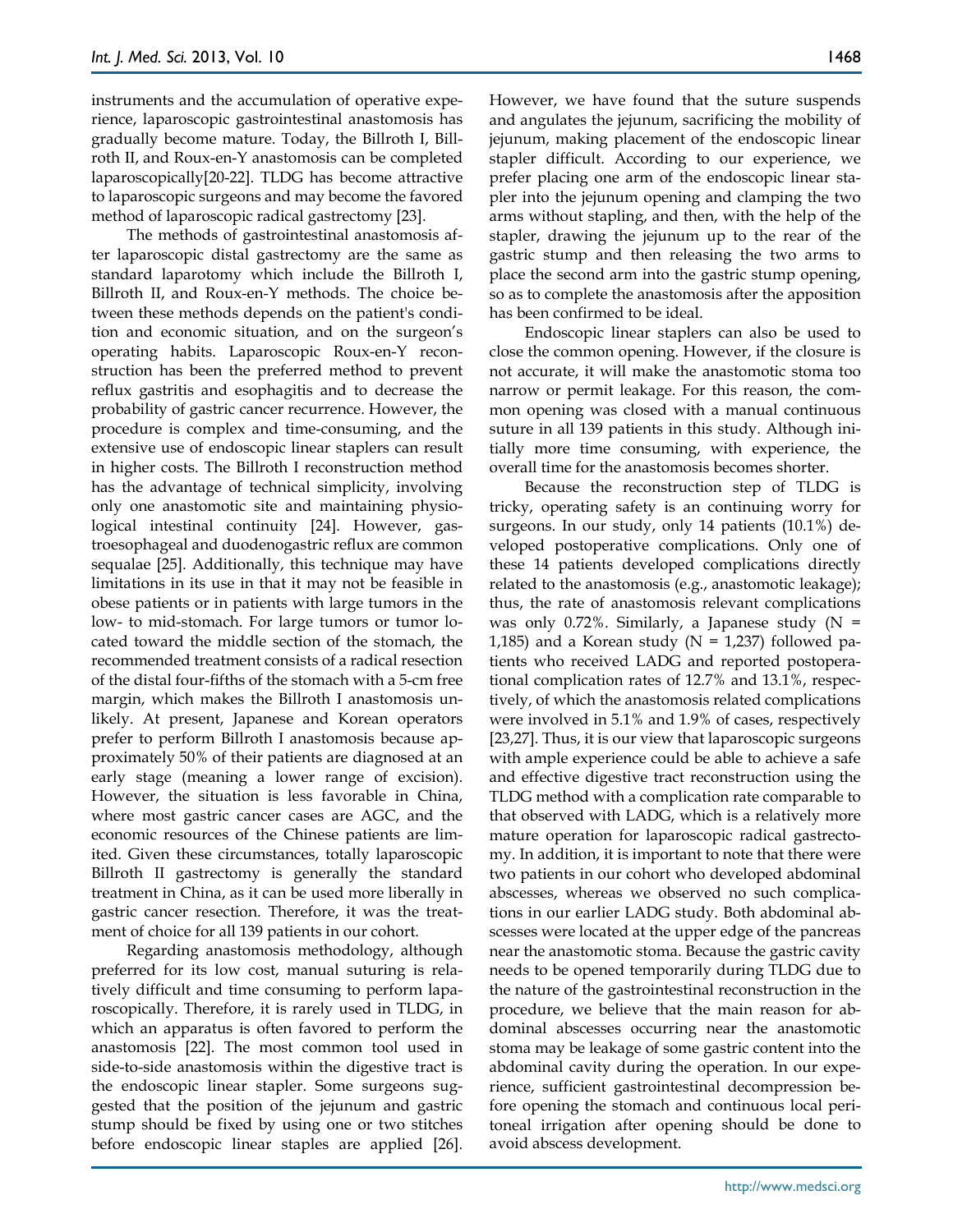instruments and the accumulation of operative experience, laparoscopic gastrointestinal anastomosis has gradually become mature. Today, the Billroth I, Billroth II, and Roux-en-Y anastomosis can be completed laparoscopically[20-22]. TLDG has become attractive to laparoscopic surgeons and may become the favored method of laparoscopic radical gastrectomy [23].

The methods of gastrointestinal anastomosis after laparoscopic distal gastrectomy are the same as standard laparotomy which include the Billroth I, Billroth II, and Roux-en-Y methods. The choice between these methods depends on the patient's condition and economic situation, and on the surgeon's operating habits. Laparoscopic Roux-en-Y reconstruction has been the preferred method to prevent reflux gastritis and esophagitis and to decrease the probability of gastric cancer recurrence. However, the procedure is complex and time-consuming, and the extensive use of endoscopic linear staplers can result in higher costs. The Billroth I reconstruction method has the advantage of technical simplicity, involving only one anastomotic site and maintaining physiological intestinal continuity [24]. However, gastroesophageal and duodenogastric reflux are common sequalae [25]. Additionally, this technique may have limitations in its use in that it may not be feasible in obese patients or in patients with large tumors in the low- to mid-stomach. For large tumors or tumor located toward the middle section of the stomach, the recommended treatment consists of a radical resection of the distal four-fifths of the stomach with a 5-cm free margin, which makes the Billroth I anastomosis unlikely. At present, Japanese and Korean operators prefer to perform Billroth I anastomosis because approximately 50% of their patients are diagnosed at an early stage (meaning a lower range of excision). However, the situation is less favorable in China, where most gastric cancer cases are AGC, and the economic resources of the Chinese patients are limited. Given these circumstances, totally laparoscopic Billroth II gastrectomy is generally the standard treatment in China, as it can be used more liberally in gastric cancer resection. Therefore, it was the treatment of choice for all 139 patients in our cohort.

Regarding anastomosis methodology, although preferred for its low cost, manual suturing is relatively difficult and time consuming to perform laparoscopically. Therefore, it is rarely used in TLDG, in which an apparatus is often favored to perform the anastomosis [22]. The most common tool used in side-to-side anastomosis within the digestive tract is the endoscopic linear stapler. Some surgeons suggested that the position of the jejunum and gastric stump should be fixed by using one or two stitches before endoscopic linear staples are applied [26]. However, we have found that the suture suspends and angulates the jejunum, sacrificing the mobility of jejunum, making placement of the endoscopic linear stapler difficult. According to our experience, we prefer placing one arm of the endoscopic linear stapler into the jejunum opening and clamping the two arms without stapling, and then, with the help of the stapler, drawing the jejunum up to the rear of the gastric stump and then releasing the two arms to place the second arm into the gastric stump opening, so as to complete the anastomosis after the apposition has been confirmed to be ideal.

Endoscopic linear staplers can also be used to close the common opening. However, if the closure is not accurate, it will make the anastomotic stoma too narrow or permit leakage. For this reason, the common opening was closed with a manual continuous suture in all 139 patients in this study. Although initially more time consuming, with experience, the overall time for the anastomosis becomes shorter.

Because the reconstruction step of TLDG is tricky, operating safety is an continuing worry for surgeons. In our study, only 14 patients (10.1%) developed postoperative complications. Only one of these 14 patients developed complications directly related to the anastomosis (e.g., anastomotic leakage); thus, the rate of anastomosis relevant complications was only 0.72%. Similarly, a Japanese study (N = 1,185) and a Korean study (N = 1,237) followed patients who received LADG and reported postoperational complication rates of 12.7% and 13.1%, respectively, of which the anastomosis related complications were involved in 5.1% and 1.9% of cases, respectively [23,27]. Thus, it is our view that laparoscopic surgeons with ample experience could be able to achieve a safe and effective digestive tract reconstruction using the TLDG method with a complication rate comparable to that observed with LADG, which is a relatively more mature operation for laparoscopic radical gastrectomy. In addition, it is important to note that there were two patients in our cohort who developed abdominal abscesses, whereas we observed no such complications in our earlier LADG study. Both abdominal abscesses were located at the upper edge of the pancreas near the anastomotic stoma. Because the gastric cavity needs to be opened temporarily during TLDG due to the nature of the gastrointestinal reconstruction in the procedure, we believe that the main reason for abdominal abscesses occurring near the anastomotic stoma may be leakage of some gastric content into the abdominal cavity during the operation. In our experience, sufficient gastrointestinal decompression before opening the stomach and continuous local peritoneal irrigation after opening should be done to avoid abscess development.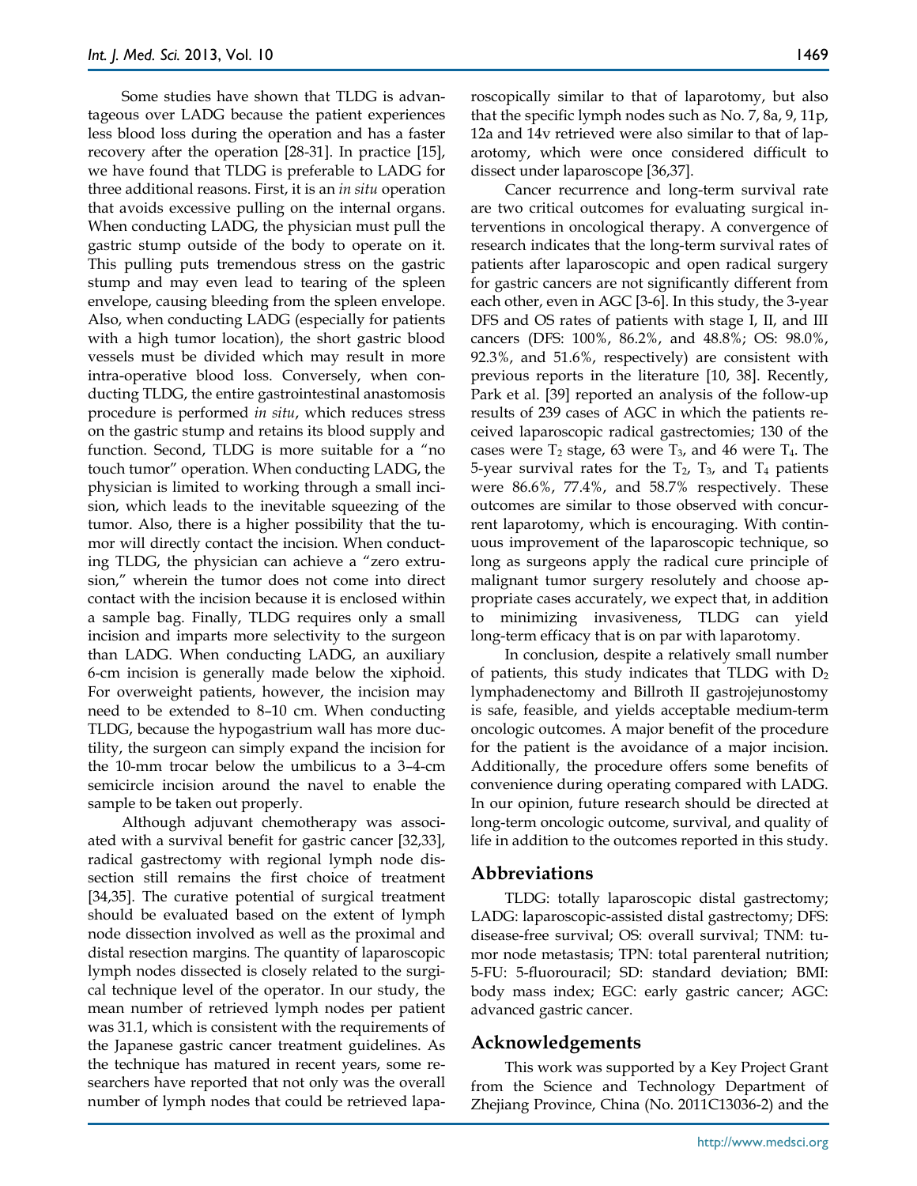Some studies have shown that TLDG is advantageous over LADG because the patient experiences less blood loss during the operation and has a faster recovery after the operation [28-31]. In practice [15], we have found that TLDG is preferable to LADG for three additional reasons. First, it is an *in situ* operation that avoids excessive pulling on the internal organs. When conducting LADG, the physician must pull the gastric stump outside of the body to operate on it. This pulling puts tremendous stress on the gastric stump and may even lead to tearing of the spleen envelope, causing bleeding from the spleen envelope. Also, when conducting LADG (especially for patients with a high tumor location), the short gastric blood vessels must be divided which may result in more intra-operative blood loss. Conversely, when conducting TLDG, the entire gastrointestinal anastomosis procedure is performed *in situ*, which reduces stress on the gastric stump and retains its blood supply and function. Second, TLDG is more suitable for a "no touch tumor" operation. When conducting LADG, the physician is limited to working through a small incision, which leads to the inevitable squeezing of the tumor. Also, there is a higher possibility that the tumor will directly contact the incision. When conducting TLDG, the physician can achieve a "zero extrusion," wherein the tumor does not come into direct contact with the incision because it is enclosed within a sample bag. Finally, TLDG requires only a small incision and imparts more selectivity to the surgeon than LADG. When conducting LADG, an auxiliary 6-cm incision is generally made below the xiphoid. For overweight patients, however, the incision may need to be extended to 8–10 cm. When conducting TLDG, because the hypogastrium wall has more ductility, the surgeon can simply expand the incision for the 10-mm trocar below the umbilicus to a 3–4-cm semicircle incision around the navel to enable the sample to be taken out properly.

Although adjuvant chemotherapy was associated with a survival benefit for gastric cancer [32,33], radical gastrectomy with regional lymph node dissection still remains the first choice of treatment [34,35]. The curative potential of surgical treatment should be evaluated based on the extent of lymph node dissection involved as well as the proximal and distal resection margins. The quantity of laparoscopic lymph nodes dissected is closely related to the surgical technique level of the operator. In our study, the mean number of retrieved lymph nodes per patient was 31.1, which is consistent with the requirements of the Japanese gastric cancer treatment guidelines. As the technique has matured in recent years, some researchers have reported that not only was the overall number of lymph nodes that could be retrieved laparoscopically similar to that of laparotomy, but also that the specific lymph nodes such as No. 7, 8a, 9, 11p, 12a and 14v retrieved were also similar to that of laparotomy, which were once considered difficult to dissect under laparoscope [36,37].

Cancer recurrence and long-term survival rate are two critical outcomes for evaluating surgical interventions in oncological therapy. A convergence of research indicates that the long-term survival rates of patients after laparoscopic and open radical surgery for gastric cancers are not significantly different from each other, even in AGC [3-6]. In this study, the 3-year DFS and OS rates of patients with stage I, II, and III cancers (DFS: 100%, 86.2%, and 48.8%; OS: 98.0%, 92.3%, and 51.6%, respectively) are consistent with previous reports in the literature [10, 38]. Recently, Park et al. [39] reported an analysis of the follow-up results of 239 cases of AGC in which the patients received laparoscopic radical gastrectomies; 130 of the cases were $T_2$ stage, 63 were $T_3$, and 46 were $T_4$. The 5-year survival rates for the $T_2$, $T_3$, and $T_4$ patients were 86.6%, 77.4%, and 58.7% respectively. These outcomes are similar to those observed with concurrent laparotomy, which is encouraging. With continuous improvement of the laparoscopic technique, so long as surgeons apply the radical cure principle of malignant tumor surgery resolutely and choose appropriate cases accurately, we expect that, in addition to minimizing invasiveness, TLDG can yield long-term efficacy that is on par with laparotomy.

In conclusion, despite a relatively small number of patients, this study indicates that TLDG with $D_2$ lymphadenectomy and Billroth II gastrojejunostomy is safe, feasible, and yields acceptable medium-term oncologic outcomes. A major benefit of the procedure for the patient is the avoidance of a major incision. Additionally, the procedure offers some benefits of convenience during operating compared with LADG. In our opinion, future research should be directed at long-term oncologic outcome, survival, and quality of life in addition to the outcomes reported in this study.

## Abbreviations

TLDG: totally laparoscopic distal gastrectomy; LADG: laparoscopic-assisted distal gastrectomy; DFS: disease-free survival; OS: overall survival; TNM: tumor node metastasis; TPN: total parenteral nutrition; 5-FU: 5-fluorouracil; SD: standard deviation; BMI: body mass index; EGC: early gastric cancer; AGC: advanced gastric cancer.

## Acknowledgements

This work was supported by a Key Project Grant from the Science and Technology Department of Zhejiang Province, China (No. 2011C13036-2) and the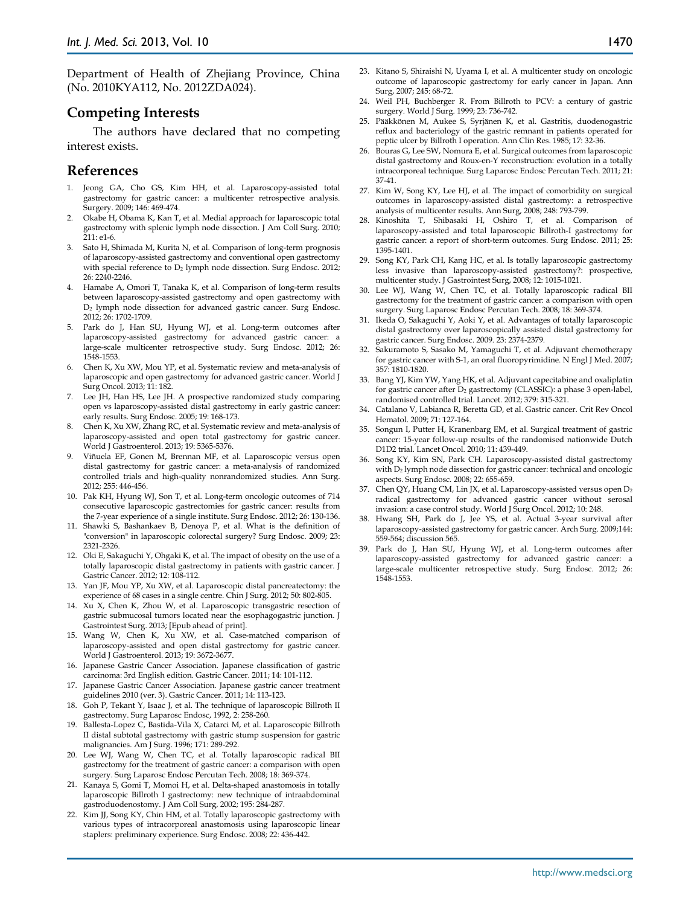Department of Health of Zhejiang Province, China (No. 2010KYA112, No. 2012ZDA024).

## Competing Interests

The authors have declared that no competing interest exists.

## References

1. Jeong GA, Cho GS, Kim HH, et al. Laparoscopy-assisted total gastrectomy for gastric cancer: a multicenter retrospective analysis. Surgery. 2009; 146: 469-474.
2. Okabe H, Obama K, Kan T, et al. Medial approach for laparoscopic total gastrectomy with splenic lymph node dissection. J Am Coll Surg. 2010; 211: e1-6.
3. Sato H, Shimada M, Kurita N, et al. Comparison of long-term prognosis of laparoscopy-assisted gastrectomy and conventional open gastrectomy with special reference to $D_2$ lymph node dissection. Surg Endosc. 2012; 26: 2240-2246.
4. Hamabe A, Omori T, Tanaka K, et al. Comparison of long-term results between laparoscopy-assisted gastrectomy and open gastrectomy with $D_2$ lymph node dissection for advanced gastric cancer. Surg Endosc. 2012; 26: 1702-1709.
5. Park do J, Han SU, Hyung WJ, et al. Long-term outcomes after laparoscopy-assisted gastrectomy for advanced gastric cancer: a large-scale multicenter retrospective study. Surg Endosc. 2012; 26: 1548-1553.
6. Chen K, Xu XW, Mou YP, et al. Systematic review and meta-analysis of laparoscopic and open gastrectomy for advanced gastric cancer. World J Surg Oncol. 2013; 11: 182.
7. Lee JH, Han HS, Lee JH. A prospective randomized study comparing open vs laparoscopy-assisted distal gastrectomy in early gastric cancer: early results. Surg Endosc. 2005; 19: 168-173.
8. Chen K, Xu XW, Zhang RC, et al. Systematic review and meta-analysis of laparoscopy-assisted and open total gastrectomy for gastric cancer. World J Gastroenterol. 2013; 19: 5365-5376.
9. Viñuela EF, Gonen M, Brennan MF, et al. Laparoscopic versus open distal gastrectomy for gastric cancer: a meta-analysis of randomized controlled trials and high-quality nonrandomized studies. Ann Surg. 2012; 255: 446-456.
10. Pak KH, Hyung WJ, Son T, et al. Long-term oncologic outcomes of 714 consecutive laparoscopic gastrectomies for gastric cancer: results from the 7-year experience of a single institute. Surg Endosc. 2012; 26: 130-136.
11. Shawki S, Bashankaev B, Denoya P, et al. What is the definition of "conversion" in laparoscopic colorectal surgery? Surg Endosc. 2009; 23: 2321-2326.
12. Oki E, Sakaguchi Y, Ohgaki K, et al. The impact of obesity on the use of a totally laparoscopic distal gastrectomy in patients with gastric cancer. J Gastric Cancer. 2012; 12: 108-112.
13. Yan JF, Mou YP, Xu XW, et al. Laparoscopic distal pancreatectomy: the experience of 68 cases in a single centre. Chin J Surg. 2012; 50: 802-805.
14. Xu X, Chen K, Zhou W, et al. Laparoscopic transgastric resection of gastric submucosal tumors located near the esophagogastric junction. J Gastrointest Surg. 2013; [Epub ahead of print].
15. Wang W, Chen K, Xu XW, et al. Case-matched comparison of laparoscopy-assisted and open distal gastrectomy for gastric cancer. World J Gastroenterol. 2013; 19: 3672-3677.
16. Japanese Gastric Cancer Association. Japanese classification of gastric carcinoma: 3rd English edition. Gastric Cancer. 2011; 14: 101-112.
17. Japanese Gastric Cancer Association. Japanese gastric cancer treatment guidelines 2010 (ver. 3). Gastric Cancer. 2011; 14: 113-123.
18. Goh P, Tekant Y, Isaac J, et al. The technique of laparoscopic Billroth II gastrectomy. Surg Laparosc Endosc, 1992, 2: 258-260.
19. Ballesta-Lopez C, Bastida-Vila X, Catarci M, et al. Laparoscopic Billroth II distal subtotal gastrectomy with gastric stump suspension for gastric malignancies. Am J Surg. 1996; 171: 289-292.
20. Lee WJ, Wang W, Chen TC, et al. Totally laparoscopic radical BII gastrectomy for the treatment of gastric cancer: a comparison with open surgery. Surg Laparosc Endosc Percutan Tech. 2008; 18: 369-374.
21. Kanaya S, Gomi T, Momoi H, et al. Delta-shaped anastomosis in totally laparoscopic Billroth I gastrectomy: new technique of intraabdominal gastroduodenostomy. J Am Coll Surg, 2002; 195: 284-287.
22. Kim JJ, Song KY, Chin HM, et al. Totally laparoscopic gastrectomy with various types of intracorporeal anastomosis using laparoscopic linear staplers: preliminary experience. Surg Endosc. 2008; 22: 436-442.
23. Kitano S, Shiraishi N, Uyama I, et al. A multicenter study on oncologic outcome of laparoscopic gastrectomy for early cancer in Japan. Ann Surg, 2007; 245: 68-72.
24. Weil PH, Buchberger R. From Billroth to PCV: a century of gastric surgery. World J Surg. 1999; 23: 736-742.
25. Pääkkönen M, Aukee S, Syrjänen K, et al. Gastritis, duodenogastric reflux and bacteriology of the gastric remnant in patients operated for peptic ulcer by Billroth I operation. Ann Clin Res. 1985; 17: 32-36.
26. Bouras G, Lee SW, Nomura E, et al. Surgical outcomes from laparoscopic distal gastrectomy and Roux-en-Y reconstruction: evolution in a totally intracorporeal technique. Surg Laparosc Endosc Percutan Tech. 2011; 21: 37-41.
27. Kim W, Song KY, Lee HJ, et al. The impact of comorbidity on surgical outcomes in laparoscopy-assisted distal gastrectomy: a retrospective analysis of multicenter results. Ann Surg, 2008; 248: 793-799.
28. Kinoshita T, Shibasaki H, Oshiro T, et al. Comparison of laparoscopy-assisted and total laparoscopic Billroth-I gastrectomy for gastric cancer: a report of short-term outcomes. Surg Endosc. 2011; 25: 1395-1401.
29. Song KY, Park CH, Kang HC, et al. Is totally laparoscopic gastrectomy less invasive than laparoscopy-assisted gastrectomy?: prospective, multicenter study. J Gastrointest Surg, 2008; 12: 1015-1021.
30. Lee WJ, Wang W, Chen TC, et al. Totally laparoscopic radical BII gastrectomy for the treatment of gastric cancer: a comparison with open surgery. Surg Laparosc Endosc Percutan Tech. 2008; 18: 369-374.
31. Ikeda O, Sakaguchi Y, Aoki Y, et al. Advantages of totally laparoscopic distal gastrectomy over laparoscopically assisted distal gastrectomy for gastric cancer. Surg Endosc. 2009. 23: 2374-2379.
32. Sakuramoto S, Sasako M, Yamaguchi T, et al. Adjuvant chemotherapy for gastric cancer with S-1, an oral fluoropyrimidine. N Engl J Med. 2007; 357: 1810-1820.
33. Bang YJ, Kim YW, Yang HK, et al. Adjuvant capecitabine and oxaliplatin for gastric cancer after $D_2$ gastrectomy (CLASSIC): a phase 3 open-label, randomised controlled trial. Lancet. 2012; 379: 315-321.
34. Catalano V, Labianca R, Beretta GD, et al. Gastric cancer. Crit Rev Oncol Hematol. 2009; 71: 127-164.
35. Songun I, Putter H, Kranenbarg EM, et al. Surgical treatment of gastric cancer: 15-year follow-up results of the randomised nationwide Dutch D1D2 trial. Lancet Oncol. 2010; 11: 439-449.
36. Song KY, Kim SN, Park CH. Laparoscopy-assisted distal gastrectomy with $D_2$ lymph node dissection for gastric cancer: technical and oncologic aspects. Surg Endosc. 2008; 22: 655-659.
37. Chen QY, Huang CM, Lin JX, et al. Laparoscopy-assisted versus open $D_2$ radical gastrectomy for advanced gastric cancer without serosal invasion: a case control study. World J Surg Oncol. 2012; 10: 248.
38. Hwang SH, Park do J, Jee YS, et al. Actual 3-year survival after laparoscopy-assisted gastrectomy for gastric cancer. Arch Surg. 2009;144: 559-564; discussion 565.
39. Park do J, Han SU, Hyung WJ, et al. Long-term outcomes after laparoscopy-assisted gastrectomy for advanced gastric cancer: a large-scale multicenter retrospective study. Surg Endosc. 2012; 26: 1548-1553.